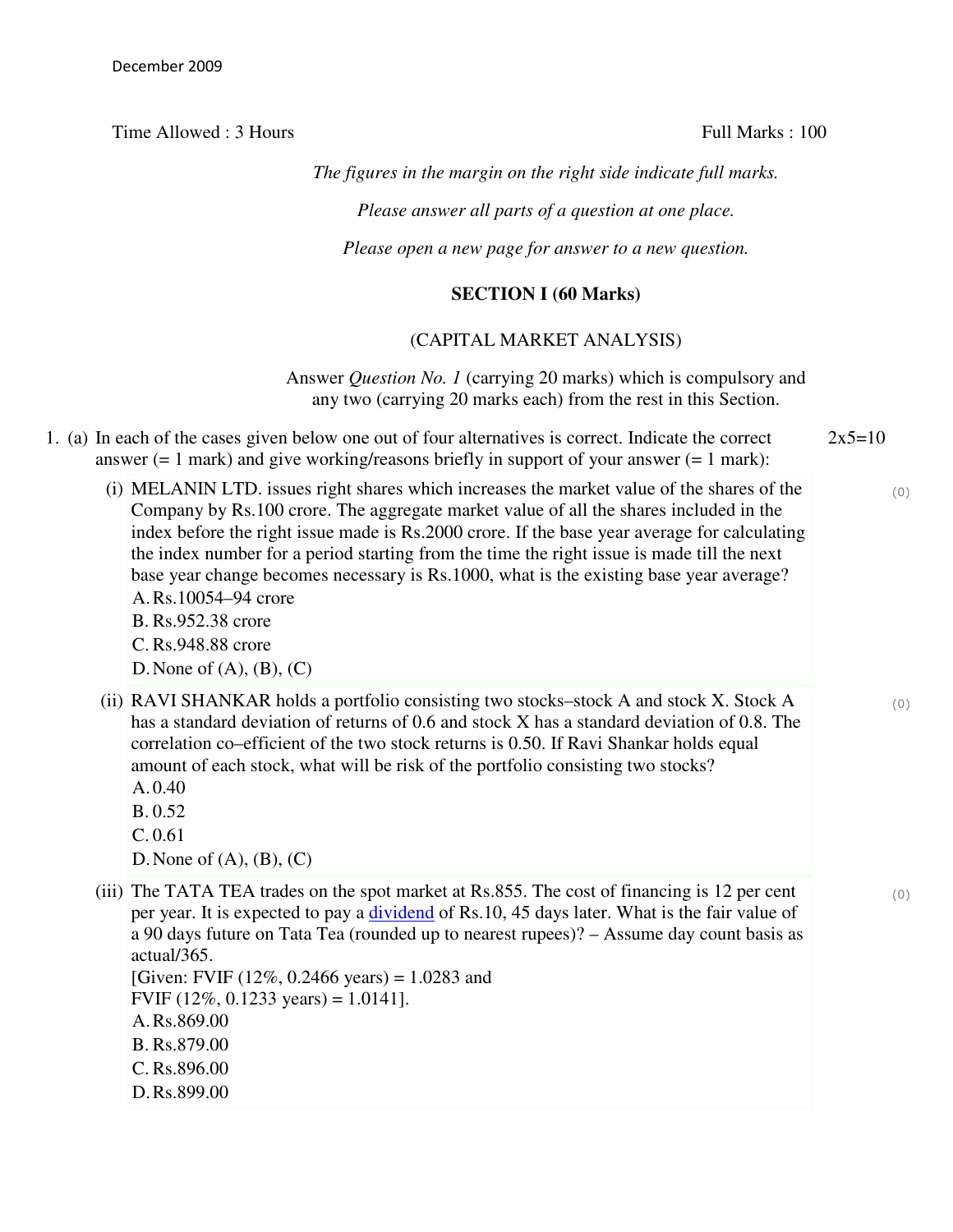December 2009

Time Allowed : 3 Hours Full Marks : 100

*The figures in the margin on the right side indicate full marks.*

*Please answer all parts of a question at one place.*

*Please open a new page for answer to a new question.*

## SECTION I (60 Marks)

(CAPITAL MARKET ANALYSIS)

Answer *Question No. 1* (carrying 20 marks) which is compulsory and any two (carrying 20 marks each) from the rest in this Section.

1. (a) In each of the cases given below one out of four alternatives is correct. Indicate the correct answer (= 1 mark) and give working/reasons briefly in support of your answer (= 1 mark): 2x5=10

(i) MELANIN LTD. issues right shares which increases the market value of the shares of the Company by Rs.100 crore. The aggregate market value of all the shares included in the index before the right issue made is Rs.2000 crore. If the base year average for calculating the index number for a period starting from the time the right issue is made till the next base year change becomes necessary is Rs.1000, what is the existing base year average?

A. Rs.10054–94 crore
B. Rs.952.38 crore
C. Rs.948.88 crore
D. None of (A), (B), (C)

(ii) RAVI SHANKAR holds a portfolio consisting two stocks–stock A and stock X. Stock A has a standard deviation of returns of 0.6 and stock X has a standard deviation of 0.8. The correlation co–efficient of the two stock returns is 0.50. If Ravi Shankar holds equal amount of each stock, what will be risk of the portfolio consisting two stocks?

A. 0.40
B. 0.52
C. 0.61
D. None of (A), (B), (C)

(iii) The TATA TEA trades on the spot market at Rs.855. The cost of financing is 12 per cent per year. It is expected to pay a dividend of Rs.10, 45 days later. What is the fair value of a 90 days future on Tata Tea (rounded up to nearest rupees)? – Assume day count basis as actual/365.
[Given: FVIF (12%, 0.2466 years) = 1.0283 and
FVIF (12%, 0.1233 years) = 1.0141].

A. Rs.869.00
B. Rs.879.00
C. Rs.896.00
D. Rs.899.00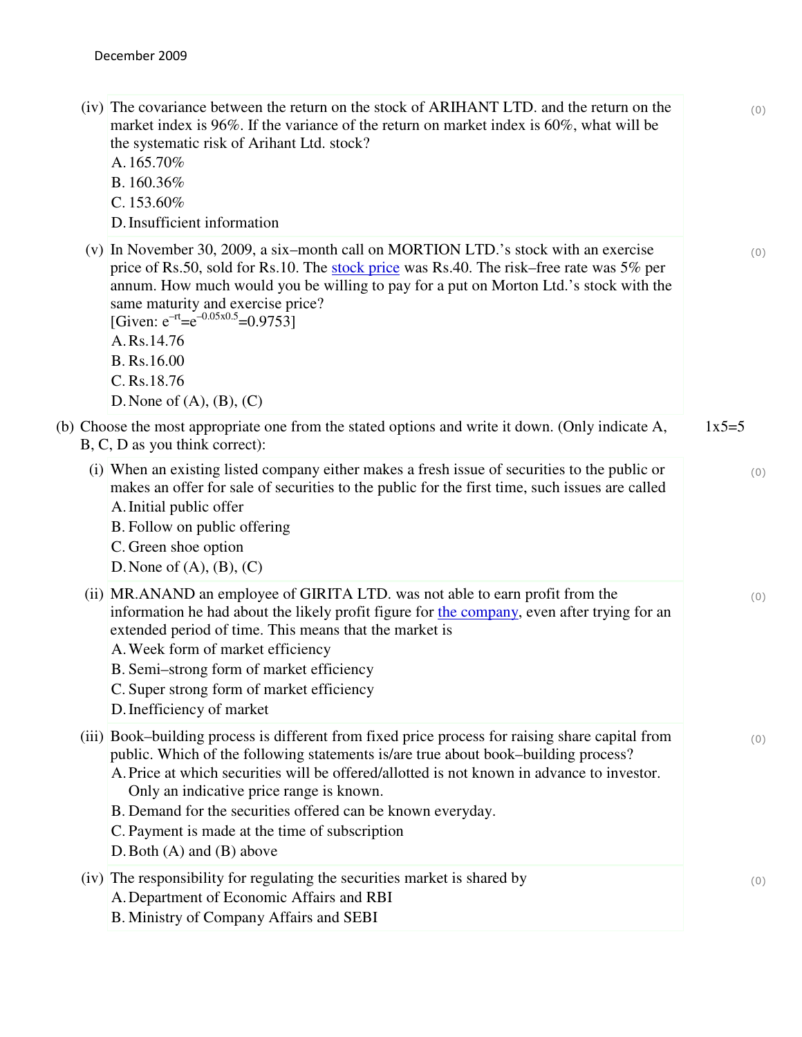(iv) The covariance between the return on the stock of ARIHANT LTD. and the return on the market index is 96%. If the variance of the return on market index is 60%, what will be the systematic risk of Arihant Ltd. stock?

A. 165.70%

B. 160.36%

C. 153.60%

D. Insufficient information

(v) In November 30, 2009, a six–month call on MORTION LTD.'s stock with an exercise price of Rs.50, sold for Rs.10. The stock price was Rs.40. The risk–free rate was 5% per annum. How much would you be willing to pay for a put on Morton Ltd.'s stock with the same maturity and exercise price?
[Given: $e^{-rt}=e^{-0.05 \times 0.5}=0.9753$]

A. Rs.14.76

B. Rs.16.00

C. Rs.18.76

D. None of (A), (B), (C)

(b) Choose the most appropriate one from the stated options and write it down. (Only indicate A, B, C, D as you think correct): 1x5=5

(i) When an existing listed company either makes a fresh issue of securities to the public or makes an offer for sale of securities to the public for the first time, such issues are called

A. Initial public offer

B. Follow on public offering

C. Green shoe option

D. None of (A), (B), (C)

(ii) MR.ANAND an employee of GIRITA LTD. was not able to earn profit from the information he had about the likely profit figure for the company, even after trying for an extended period of time. This means that the market is

A. Week form of market efficiency

B. Semi–strong form of market efficiency

C. Super strong form of market efficiency

D. Inefficiency of market

(iii) Book–building process is different from fixed price process for raising share capital from public. Which of the following statements is/are true about book–building process?

A. Price at which securities will be offered/allotted is not known in advance to investor. Only an indicative price range is known.

B. Demand for the securities offered can be known everyday.

C. Payment is made at the time of subscription

D. Both (A) and (B) above

(iv) The responsibility for regulating the securities market is shared by

A. Department of Economic Affairs and RBI

B. Ministry of Company Affairs and SEBI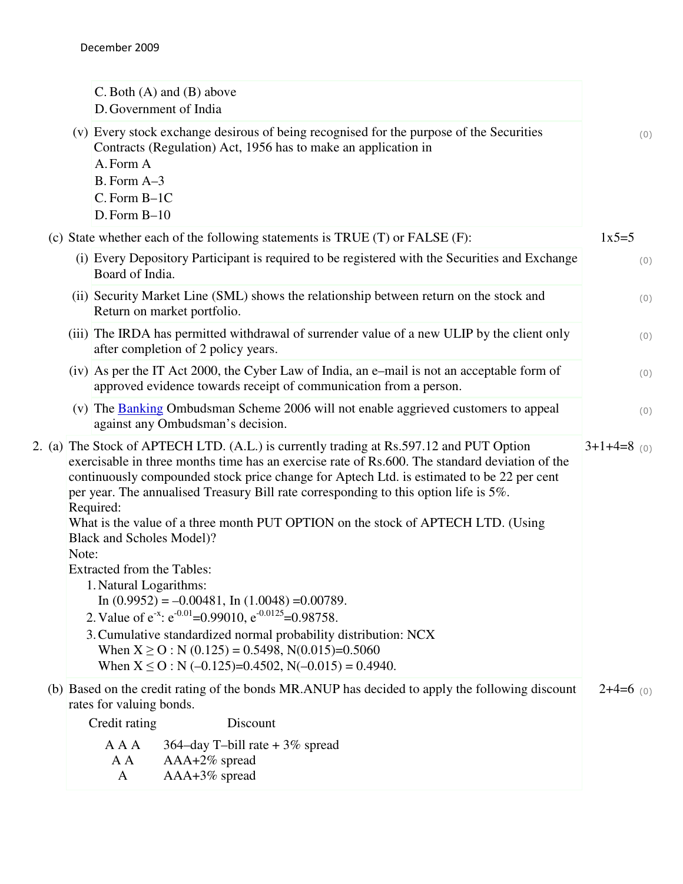C. Both (A) and (B) above
D. Government of India

(v) Every stock exchange desirous of being recognised for the purpose of the Securities Contracts (Regulation) Act, 1956 has to make an application in

A. Form A
B. Form A–3
C. Form B–1C
D. Form B–10

(c) State whether each of the following statements is TRUE (T) or FALSE (F): 1x5=5

(i) Every Depository Participant is required to be registered with the Securities and Exchange Board of India.

(ii) Security Market Line (SML) shows the relationship between return on the stock and Return on market portfolio.

(iii) The IRDA has permitted withdrawal of surrender value of a new ULIP by the client only after completion of 2 policy years.

(iv) As per the IT Act 2000, the Cyber Law of India, an e–mail is not an acceptable form of approved evidence towards receipt of communication from a person.

(v) The Banking Ombudsman Scheme 2006 will not enable aggrieved customers to appeal against any Ombudsman's decision.

2. (a) The Stock of APTECH LTD. (A.L.) is currently trading at Rs.597.12 and PUT Option exercisable in three months time has an exercise rate of Rs.600. The standard deviation of the continuously compounded stock price change for Aptech Ltd. is estimated to be 22 per cent per year. The annualised Treasury Bill rate corresponding to this option life is 5%. 3+1+4=8

Required:

What is the value of a three month PUT OPTION on the stock of APTECH LTD. (Using Black and Scholes Model)?

Note:

Extracted from the Tables:

1. Natural Logarithms:
   In (0.9952) = –0.00481, In (1.0048) =0.00789.
2. Value of $e^{-x}$: $e^{-0.01}$=0.99010, $e^{-0.0125}$=0.98758.
3. Cumulative standardized normal probability distribution: NCX
   When X ≥ O : N (0.125) = 0.5498, N(0.015)=0.5060
   When X ≤ O : N (–0.125)=0.4502, N(–0.015) = 0.4940.

(b) Based on the credit rating of the bonds MR.ANUP has decided to apply the following discount rates for valuing bonds. 2+4=6

| Credit rating | Discount |
|---|---|
| A A A | 364–day T–bill rate + 3% spread |
| A A | AAA+2% spread |
| A | AAA+3% spread |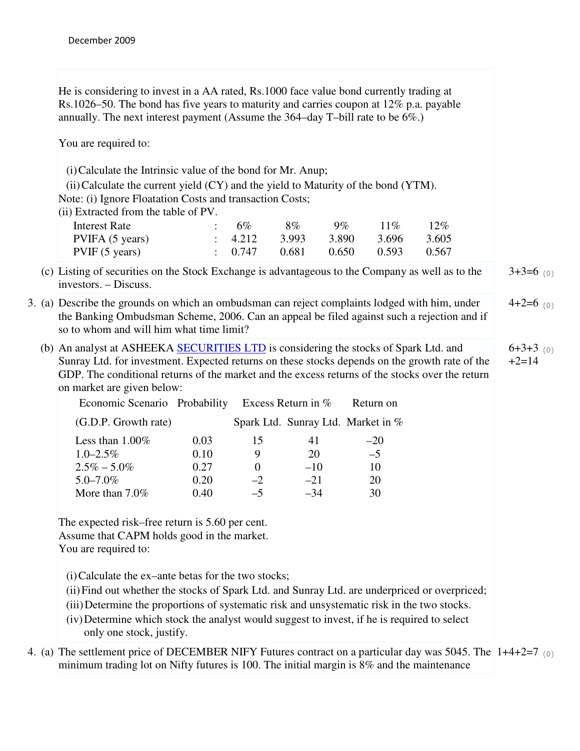He is considering to invest in a AA rated, Rs.1000 face value bond currently trading at Rs.1026–50. The bond has five years to maturity and carries coupon at 12% p.a. payable annually. The next interest payment (Assume the 364–day T–bill rate to be 6%.)

You are required to:

(i) Calculate the Intrinsic value of the bond for Mr. Anup;

(ii) Calculate the current yield (CY) and the yield to Maturity of the bond (YTM).

Note: (i) Ignore Floatation Costs and transaction Costs;

(ii) Extracted from the table of PV.

| Interest Rate | : | 6% | 8% | 9% | 11% | 12% |
|---|---|---|---|---|---|---|
| PVIFA (5 years) | : | 4.212 | 3.993 | 3.890 | 3.696 | 3.605 |
| PVIF (5 years) | : | 0.747 | 0.681 | 0.650 | 0.593 | 0.567 |

(c) Listing of securities on the Stock Exchange is advantageous to the Company as well as to the investors. – Discuss. 3+3=6 (0)

3. (a) Describe the grounds on which an ombudsman can reject complaints lodged with him, under the Banking Ombudsman Scheme, 2006. Can an appeal be filed against such a rejection and if so to whom and will him what time limit? 4+2=6 (0)

(b) An analyst at ASHEEKA SECURITIES LTD is considering the stocks of Spark Ltd. and Sunray Ltd. for investment. Expected returns on these stocks depends on the growth rate of the GDP. The conditional returns of the market and the excess returns of the stocks over the return on market are given below: 6+3+3+2=14 (0)

| Economic Scenario (G.D.P. Growth rate) | Probability | Excess Return in % Spark Ltd. | Excess Return in % Sunray Ltd. | Return on Market in % |
|---|---|---|---|---|
| Less than 1.00% | 0.03 | 15 | 41 | –20 |
| 1.0–2.5% | 0.10 | 9 | 20 | –5 |
| 2.5% – 5.0% | 0.27 | 0 | –10 | 10 |
| 5.0–7.0% | 0.20 | –2 | –21 | 20 |
| More than 7.0% | 0.40 | –5 | –34 | 30 |

The expected risk–free return is 5.60 per cent.

Assume that CAPM holds good in the market.

You are required to:

(i) Calculate the ex–ante betas for the two stocks;

(ii) Find out whether the stocks of Spark Ltd. and Sunray Ltd. are underpriced or overpriced;

(iii) Determine the proportions of systematic risk and unsystematic risk in the two stocks.

(iv) Determine which stock the analyst would suggest to invest, if he is required to select only one stock, justify.

4. (a) The settlement price of DECEMBER NIFY Futures contract on a particular day was 5045. The minimum trading lot on Nifty futures is 100. The initial margin is 8% and the maintenance 1+4+2=7 (0)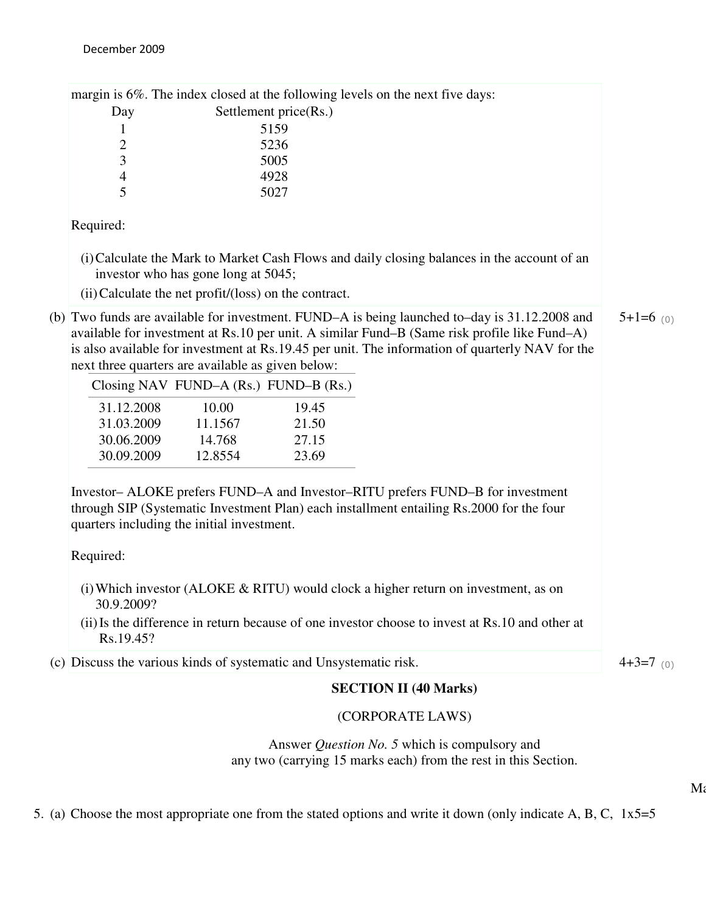margin is 6%. The index closed at the following levels on the next five days:

| Day | Settlement price(Rs.) |
|---|---|
| 1 | 5159 |
| 2 | 5236 |
| 3 | 5005 |
| 4 | 4928 |
| 5 | 5027 |

Required:

(i) Calculate the Mark to Market Cash Flows and daily closing balances in the account of an investor who has gone long at 5045;

(ii) Calculate the net profit/(loss) on the contract.

(b) Two funds are available for investment. FUND–A is being launched to–day is 31.12.2008 and available for investment at Rs.10 per unit. A similar Fund–B (Same risk profile like Fund–A) is also available for investment at Rs.19.45 per unit. The information of quarterly NAV for the next three quarters are available as given below: 5+1=6 (0)

| Closing NAV | FUND–A (Rs.) | FUND–B (Rs.) |
|---|---|---|
| 31.12.2008 | 10.00 | 19.45 |
| 31.03.2009 | 11.1567 | 21.50 |
| 30.06.2009 | 14.768 | 27.15 |
| 30.09.2009 | 12.8554 | 23.69 |

Investor– ALOKE prefers FUND–A and Investor–RITU prefers FUND–B for investment through SIP (Systematic Investment Plan) each installment entailing Rs.2000 for the four quarters including the initial investment.

Required:

(i) Which investor (ALOKE & RITU) would clock a higher return on investment, as on 30.9.2009?

(ii) Is the difference in return because of one investor choose to invest at Rs.10 and other at Rs.19.45?

(c) Discuss the various kinds of systematic and Unsystematic risk. 4+3=7 (0)

## SECTION II (40 Marks)

(CORPORATE LAWS)

Answer *Question No. 5* which is compulsory and any two (carrying 15 marks each) from the rest in this Section.

5. (a) Choose the most appropriate one from the stated options and write it down (only indicate A, B, C, 1x5=5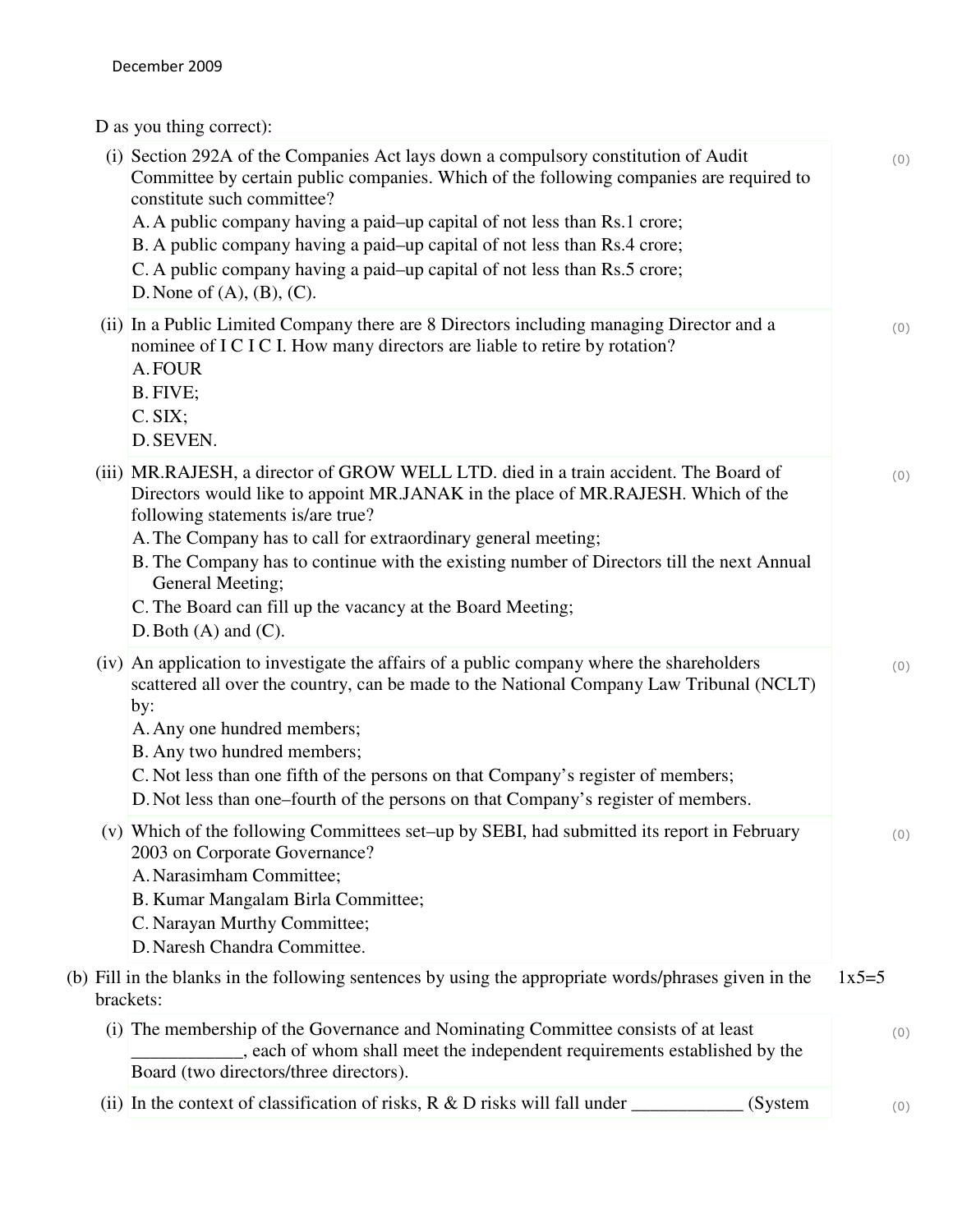D as you thing correct):

(i) Section 292A of the Companies Act lays down a compulsory constitution of Audit Committee by certain public companies. Which of the following companies are required to constitute such committee? (0)

A. A public company having a paid–up capital of not less than Rs.1 crore;
B. A public company having a paid–up capital of not less than Rs.4 crore;
C. A public company having a paid–up capital of not less than Rs.5 crore;
D. None of (A), (B), (C).

(ii) In a Public Limited Company there are 8 Directors including managing Director and a nominee of I C I C I. How many directors are liable to retire by rotation? (0)

A. FOUR
B. FIVE;
C. SIX;
D. SEVEN.

(iii) MR.RAJESH, a director of GROW WELL LTD. died in a train accident. The Board of Directors would like to appoint MR.JANAK in the place of MR.RAJESH. Which of the following statements is/are true? (0)

A. The Company has to call for extraordinary general meeting;
B. The Company has to continue with the existing number of Directors till the next Annual General Meeting;
C. The Board can fill up the vacancy at the Board Meeting;
D. Both (A) and (C).

(iv) An application to investigate the affairs of a public company where the shareholders scattered all over the country, can be made to the National Company Law Tribunal (NCLT) by: (0)

A. Any one hundred members;
B. Any two hundred members;
C. Not less than one fifth of the persons on that Company's register of members;
D. Not less than one–fourth of the persons on that Company's register of members.

(v) Which of the following Committees set–up by SEBI, had submitted its report in February 2003 on Corporate Governance? (0)

A. Narasimham Committee;
B. Kumar Mangalam Birla Committee;
C. Narayan Murthy Committee;
D. Naresh Chandra Committee.

(b) Fill in the blanks in the following sentences by using the appropriate words/phrases given in the brackets: 1x5=5

(i) The membership of the Governance and Nominating Committee consists of at least ____________, each of whom shall meet the independent requirements established by the Board (two directors/three directors). (0)

(ii) In the context of classification of risks, R & D risks will fall under ____________ (System (0)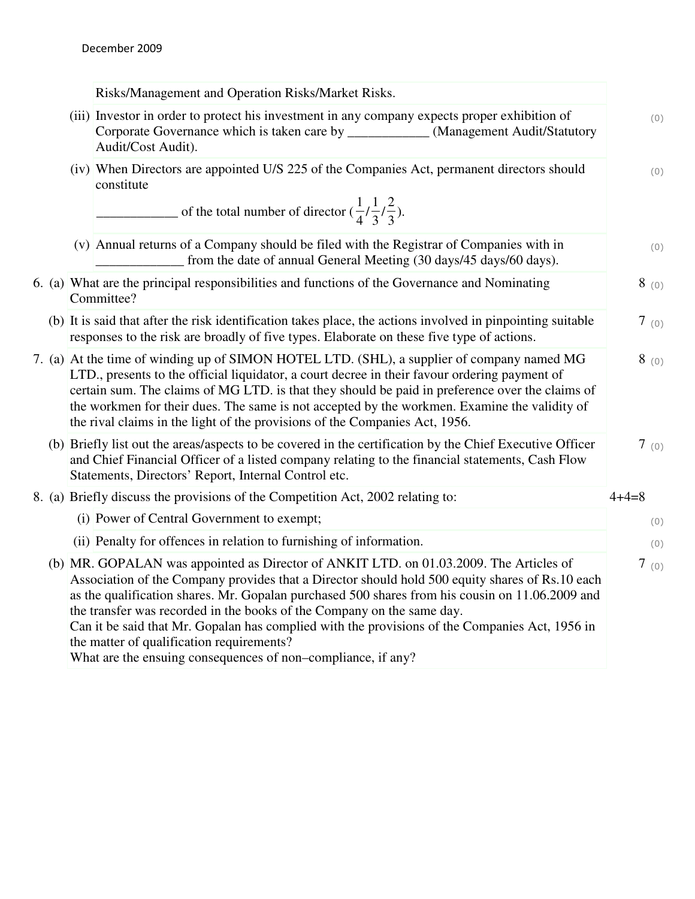Risks/Management and Operation Risks/Market Risks.

(iii) Investor in order to protect his investment in any company expects proper exhibition of Corporate Governance which is taken care by ____________ (Management Audit/Statutory Audit/Cost Audit). (0)

(iv) When Directors are appointed U/S 225 of the Companies Act, permanent directors should constitute ____________ of the total number of director ($\frac{1}{4}$/$\frac{1}{3}$/$\frac{2}{3}$). (0)

(v) Annual returns of a Company should be filed with the Registrar of Companies with in _____________ from the date of annual General Meeting (30 days/45 days/60 days). (0)

6. (a) What are the principal responsibilities and functions of the Governance and Nominating Committee? 8 (0)

(b) It is said that after the risk identification takes place, the actions involved in pinpointing suitable responses to the risk are broadly of five types. Elaborate on these five type of actions. 7 (0)

7. (a) At the time of winding up of SIMON HOTEL LTD. (SHL), a supplier of company named MG LTD., presents to the official liquidator, a court decree in their favour ordering payment of certain sum. The claims of MG LTD. is that they should be paid in preference over the claims of the workmen for their dues. The same is not accepted by the workmen. Examine the validity of the rival claims in the light of the provisions of the Companies Act, 1956. 8 (0)

(b) Briefly list out the areas/aspects to be covered in the certification by the Chief Executive Officer and Chief Financial Officer of a listed company relating to the financial statements, Cash Flow Statements, Directors' Report, Internal Control etc. 7 (0)

8. (a) Briefly discuss the provisions of the Competition Act, 2002 relating to: 4+4=8

(i) Power of Central Government to exempt; (0)

(ii) Penalty for offences in relation to furnishing of information. (0)

(b) MR. GOPALAN was appointed as Director of ANKIT LTD. on 01.03.2009. The Articles of Association of the Company provides that a Director should hold 500 equity shares of Rs.10 each as the qualification shares. Mr. Gopalan purchased 500 shares from his cousin on 11.06.2009 and the transfer was recorded in the books of the Company on the same day.
Can it be said that Mr. Gopalan has complied with the provisions of the Companies Act, 1956 in the matter of qualification requirements?
What are the ensuing consequences of non–compliance, if any? 7 (0)